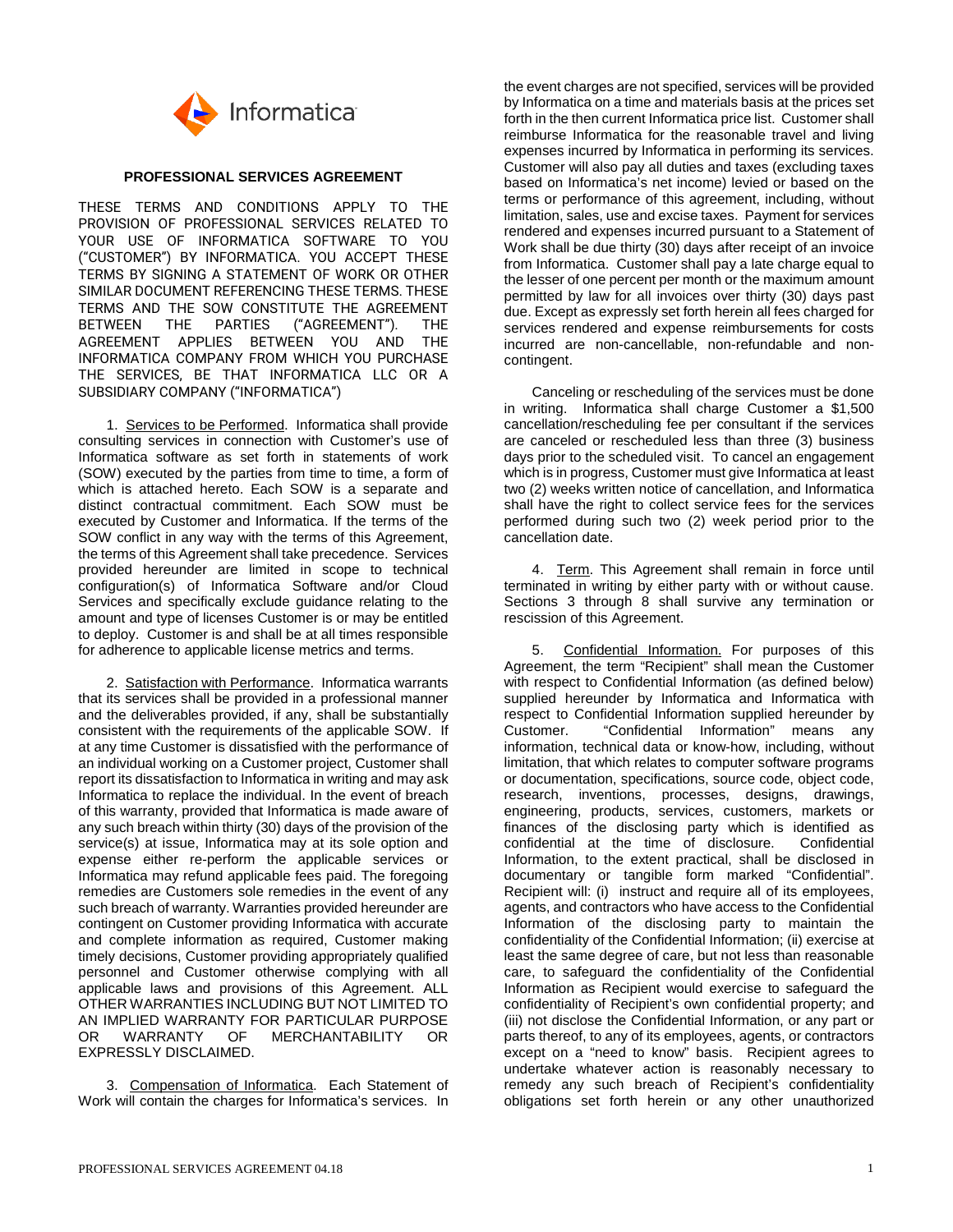Informatica

# PROFESSIONAL SERVICES AGREEMENT

THESE TERMS AND CONDITIONS APPLY TO THE PROVISION OF PROFESSIONAL SERVICES RELATED TO YOUR USE OF INFORMATICA SOFTWARE TO YOU ("CUSTOMER") BY INFORMATICA. YOU ACCEPT THESE TERMS BY SIGNING A STATEMENT OF WORK OR OTHER SIMILAR DOCUMENT REFERENCING THESE TERMS. THESE TERMS AND THE SOW CONSTITUTE THE AGREEMENT BETWEEN THE PARTIES ("AGREEMENT"). THE AGREEMENT APPLIES BETWEEN YOU AND THE INFORMATICA COMPANY FROM WHICH YOU PURCHASE THE SERVICES, BE THAT INFORMATICA LLC OR A SUBSIDIARY COMPANY ("INFORMATICA")

1. Services to be Performed. Informatica shall provide consulting services in connection with Customer's use of Informatica software as set forth in statements of work (SOW) executed by the parties from time to time, a form of which is attached hereto. Each SOW is a separate and distinct contractual commitment. Each SOW must be executed by Customer and Informatica. If the terms of the SOW conflict in any way with the terms of this Agreement, the terms of this Agreement shall take precedence. Services provided hereunder are limited in scope to technical configuration(s) of Informatica Software and/or Cloud Services and specifically exclude guidance relating to the amount and type of licenses Customer is or may be entitled to deploy. Customer is and shall be at all times responsible for adherence to applicable license metrics and terms.

2. Satisfaction with Performance. Informatica warrants that its services shall be provided in a professional manner and the deliverables provided, if any, shall be substantially consistent with the requirements of the applicable SOW. If at any time Customer is dissatisfied with the performance of an individual working on a Customer project, Customer shall report its dissatisfaction to Informatica in writing and may ask Informatica to replace the individual. In the event of breach of this warranty, provided that Informatica is made aware of any such breach within thirty (30) days of the provision of the service(s) at issue, Informatica may at its sole option and expense either re-perform the applicable services or Informatica may refund applicable fees paid. The foregoing remedies are Customers sole remedies in the event of any such breach of warranty. Warranties provided hereunder are contingent on Customer providing Informatica with accurate and complete information as required, Customer making timely decisions, Customer providing appropriately qualified personnel and Customer otherwise complying with all applicable laws and provisions of this Agreement. ALL OTHER WARRANTIES INCLUDING BUT NOT LIMITED TO AN IMPLIED WARRANTY FOR PARTICULAR PURPOSE OR WARRANTY OF MERCHANTABILITY OR EXPRESSLY DISCLAIMED.

3. Compensation of Informatica. Each Statement of Work will contain the charges for Informatica's services. In the event charges are not specified, services will be provided by Informatica on a time and materials basis at the prices set forth in the then current Informatica price list. Customer shall reimburse Informatica for the reasonable travel and living expenses incurred by Informatica in performing its services. Customer will also pay all duties and taxes (excluding taxes based on Informatica's net income) levied or based on the terms or performance of this agreement, including, without limitation, sales, use and excise taxes. Payment for services rendered and expenses incurred pursuant to a Statement of Work shall be due thirty (30) days after receipt of an invoice from Informatica. Customer shall pay a late charge equal to the lesser of one percent per month or the maximum amount permitted by law for all invoices over thirty (30) days past due. Except as expressly set forth herein all fees charged for services rendered and expense reimbursements for costs incurred are non-cancellable, non-refundable and non-contingent.

Canceling or rescheduling of the services must be done in writing. Informatica shall charge Customer a $1,500 cancellation/rescheduling fee per consultant if the services are canceled or rescheduled less than three (3) business days prior to the scheduled visit. To cancel an engagement which is in progress, Customer must give Informatica at least two (2) weeks written notice of cancellation, and Informatica shall have the right to collect service fees for the services performed during such two (2) week period prior to the cancellation date.

4. Term. This Agreement shall remain in force until terminated in writing by either party with or without cause. Sections 3 through 8 shall survive any termination or rescission of this Agreement.

5. Confidential Information. For purposes of this Agreement, the term "Recipient" shall mean the Customer with respect to Confidential Information (as defined below) supplied hereunder by Informatica and Informatica with respect to Confidential Information supplied hereunder by Customer. "Confidential Information" means any information, technical data or know-how, including, without limitation, that which relates to computer software programs or documentation, specifications, source code, object code, research, inventions, processes, designs, drawings, engineering, products, services, customers, markets or finances of the disclosing party which is identified as confidential at the time of disclosure. Confidential Information, to the extent practical, shall be disclosed in documentary or tangible form marked "Confidential". Recipient will: (i) instruct and require all of its employees, agents, and contractors who have access to the Confidential Information of the disclosing party to maintain the confidentiality of the Confidential Information; (ii) exercise at least the same degree of care, but not less than reasonable care, to safeguard the confidentiality of the Confidential Information as Recipient would exercise to safeguard the confidentiality of Recipient's own confidential property; and (iii) not disclose the Confidential Information, or any part or parts thereof, to any of its employees, agents, or contractors except on a "need to know" basis. Recipient agrees to undertake whatever action is reasonably necessary to remedy any such breach of Recipient's confidentiality obligations set forth herein or any other unauthorized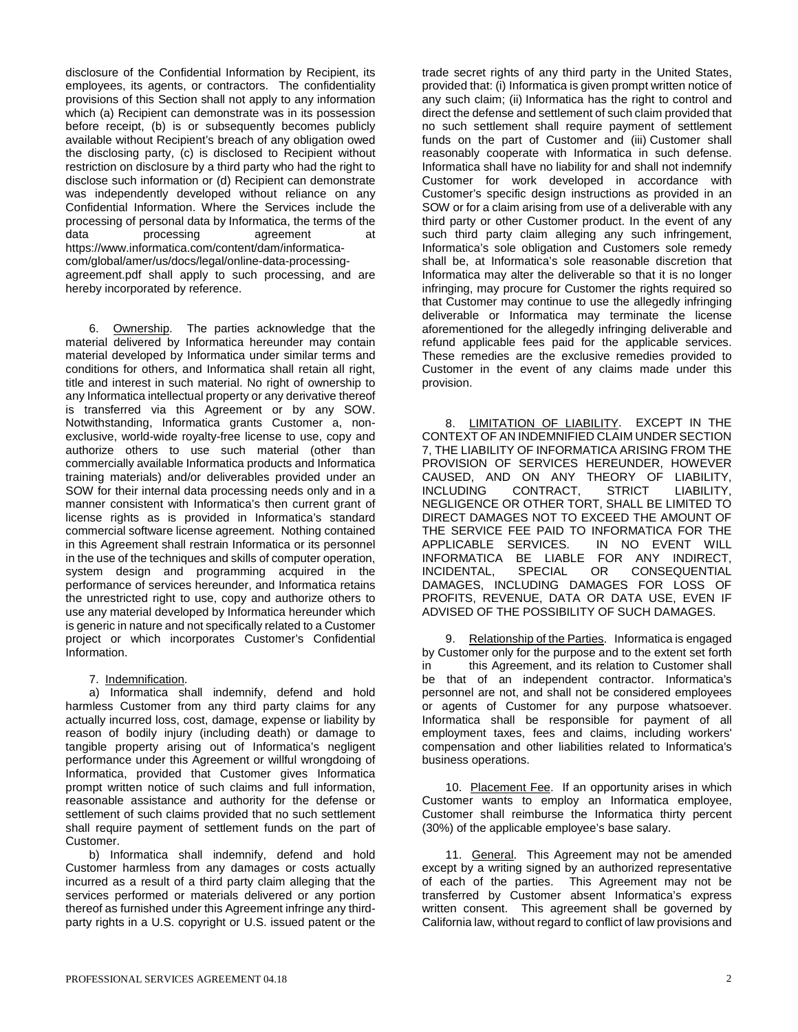disclosure of the Confidential Information by Recipient, its employees, its agents, or contractors. The confidentiality provisions of this Section shall not apply to any information which (a) Recipient can demonstrate was in its possession before receipt, (b) is or subsequently becomes publicly available without Recipient's breach of any obligation owed the disclosing party, (c) is disclosed to Recipient without restriction on disclosure by a third party who had the right to disclose such information or (d) Recipient can demonstrate was independently developed without reliance on any Confidential Information. Where the Services include the processing of personal data by Informatica, the terms of the data processing agreement at https://www.informatica.com/content/dam/informatica-com/global/amer/us/docs/legal/online-data-processing-agreement.pdf shall apply to such processing, and are hereby incorporated by reference.

6. Ownership. The parties acknowledge that the material delivered by Informatica hereunder may contain material developed by Informatica under similar terms and conditions for others, and Informatica shall retain all right, title and interest in such material. No right of ownership to any Informatica intellectual property or any derivative thereof is transferred via this Agreement or by any SOW. Notwithstanding, Informatica grants Customer a, non-exclusive, world-wide royalty-free license to use, copy and authorize others to use such material (other than commercially available Informatica products and Informatica training materials) and/or deliverables provided under an SOW for their internal data processing needs only and in a manner consistent with Informatica's then current grant of license rights as is provided in Informatica's standard commercial software license agreement. Nothing contained in this Agreement shall restrain Informatica or its personnel in the use of the techniques and skills of computer operation, system design and programming acquired in the performance of services hereunder, and Informatica retains the unrestricted right to use, copy and authorize others to use any material developed by Informatica hereunder which is generic in nature and not specifically related to a Customer project or which incorporates Customer's Confidential Information.

7. Indemnification.

a) Informatica shall indemnify, defend and hold harmless Customer from any third party claims for any actually incurred loss, cost, damage, expense or liability by reason of bodily injury (including death) or damage to tangible property arising out of Informatica's negligent performance under this Agreement or willful wrongdoing of Informatica, provided that Customer gives Informatica prompt written notice of such claims and full information, reasonable assistance and authority for the defense or settlement of such claims provided that no such settlement shall require payment of settlement funds on the part of Customer.

b) Informatica shall indemnify, defend and hold Customer harmless from any damages or costs actually incurred as a result of a third party claim alleging that the services performed or materials delivered or any portion thereof as furnished under this Agreement infringe any third-party rights in a U.S. copyright or U.S. issued patent or the trade secret rights of any third party in the United States, provided that: (i) Informatica is given prompt written notice of any such claim; (ii) Informatica has the right to control and direct the defense and settlement of such claim provided that no such settlement shall require payment of settlement funds on the part of Customer and (iii) Customer shall reasonably cooperate with Informatica in such defense. Informatica shall have no liability for and shall not indemnify Customer for work developed in accordance with Customer's specific design instructions as provided in an SOW or for a claim arising from use of a deliverable with any third party or other Customer product. In the event of any such third party claim alleging any such infringement, Informatica's sole obligation and Customers sole remedy shall be, at Informatica's sole reasonable discretion that Informatica may alter the deliverable so that it is no longer infringing, may procure for Customer the rights required so that Customer may continue to use the allegedly infringing deliverable or Informatica may terminate the license aforementioned for the allegedly infringing deliverable and refund applicable fees paid for the applicable services. These remedies are the exclusive remedies provided to Customer in the event of any claims made under this provision.

8. LIMITATION OF LIABILITY. EXCEPT IN THE CONTEXT OF AN INDEMNIFIED CLAIM UNDER SECTION 7, THE LIABILITY OF INFORMATICA ARISING FROM THE PROVISION OF SERVICES HEREUNDER, HOWEVER CAUSED, AND ON ANY THEORY OF LIABILITY, INCLUDING CONTRACT, STRICT LIABILITY, NEGLIGENCE OR OTHER TORT, SHALL BE LIMITED TO DIRECT DAMAGES NOT TO EXCEED THE AMOUNT OF THE SERVICE FEE PAID TO INFORMATICA FOR THE APPLICABLE SERVICES. IN NO EVENT WILL INFORMATICA BE LIABLE FOR ANY INDIRECT, INCIDENTAL, SPECIAL OR CONSEQUENTIAL DAMAGES, INCLUDING DAMAGES FOR LOSS OF PROFITS, REVENUE, DATA OR DATA USE, EVEN IF ADVISED OF THE POSSIBILITY OF SUCH DAMAGES.

9. Relationship of the Parties. Informatica is engaged by Customer only for the purpose and to the extent set forth in this Agreement, and its relation to Customer shall be that of an independent contractor. Informatica's personnel are not, and shall not be considered employees or agents of Customer for any purpose whatsoever. Informatica shall be responsible for payment of all employment taxes, fees and claims, including workers' compensation and other liabilities related to Informatica's business operations.

10. Placement Fee. If an opportunity arises in which Customer wants to employ an Informatica employee, Customer shall reimburse the Informatica thirty percent (30%) of the applicable employee's base salary.

11. General. This Agreement may not be amended except by a writing signed by an authorized representative of each of the parties. This Agreement may not be transferred by Customer absent Informatica's express written consent. This agreement shall be governed by California law, without regard to conflict of law provisions and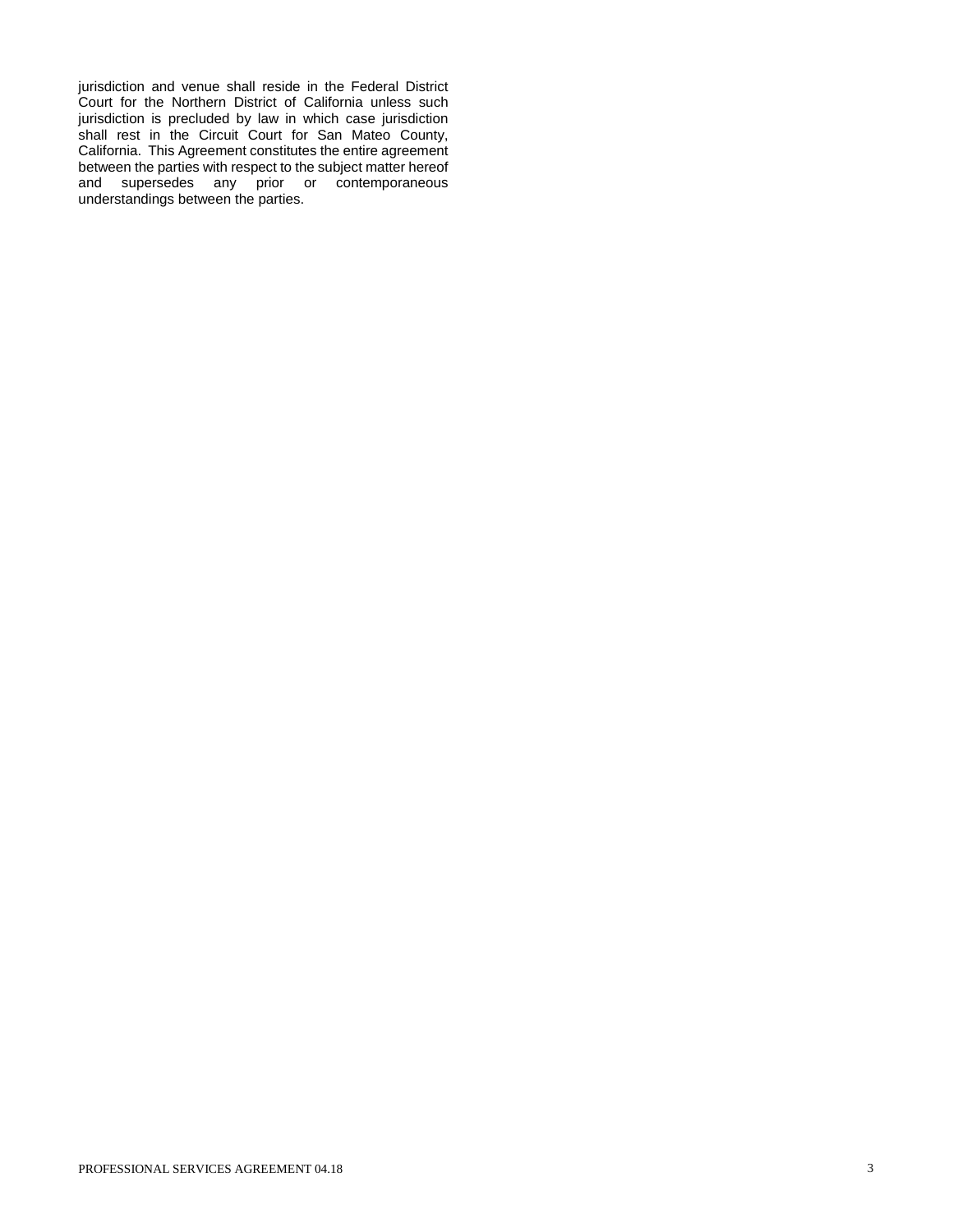jurisdiction and venue shall reside in the Federal District Court for the Northern District of California unless such jurisdiction is precluded by law in which case jurisdiction shall rest in the Circuit Court for San Mateo County, California. This Agreement constitutes the entire agreement between the parties with respect to the subject matter hereof and supersedes any prior or contemporaneous understandings between the parties.